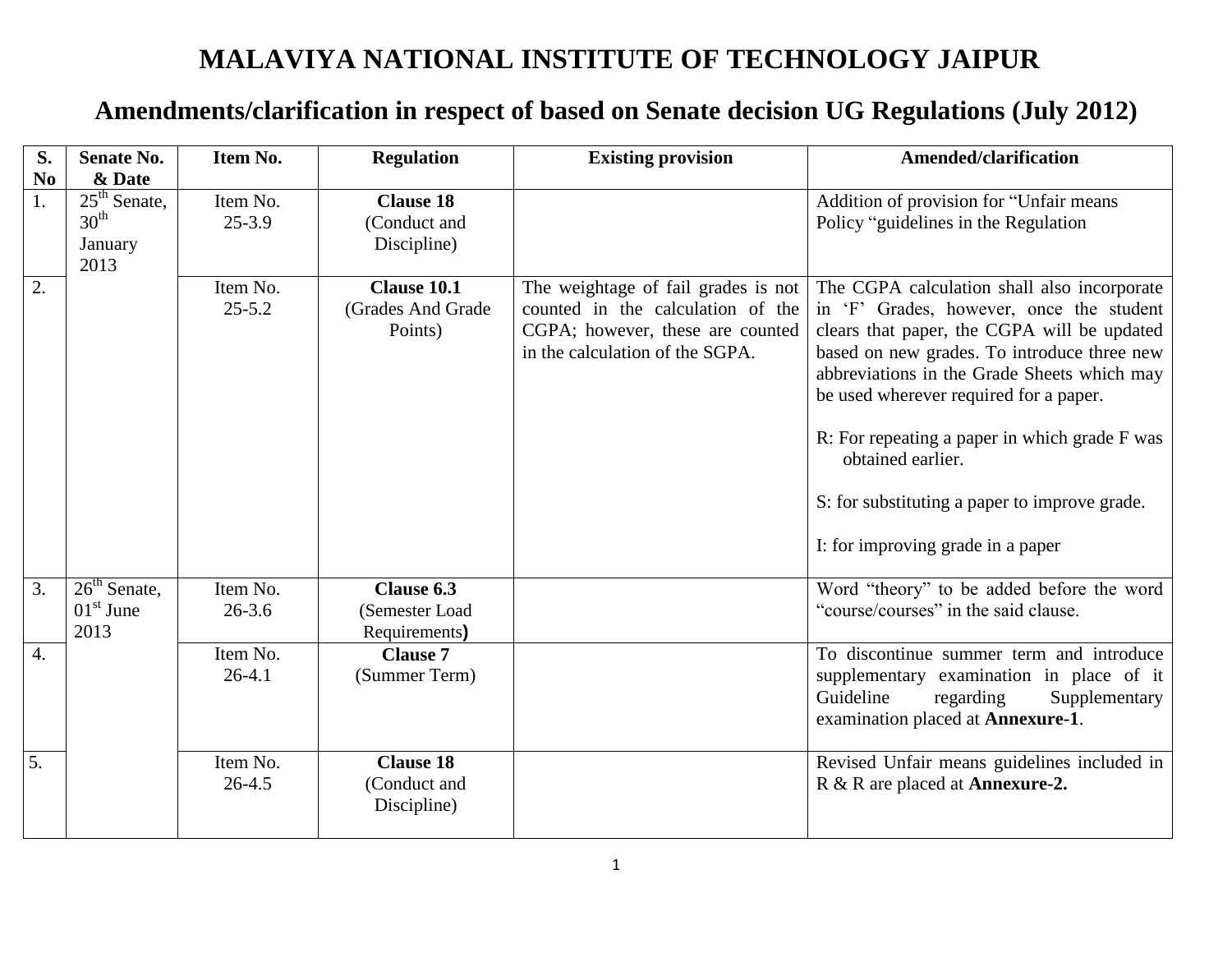# MALAVIYA NATIONAL INSTITUTE OF TECHNOLOGY JAIPUR

## Amendments/clarification in respect of based on Senate decision UG Regulations (July 2012)

| S. No | Senate No. & Date | Item No. | Regulation | Existing provision | Amended/clarification |
|---|---|---|---|---|---|
| 1. | 25th Senate, 30th January 2013 | Item No. 25-3.9 | **Clause 18** (Conduct and Discipline) | | Addition of provision for "Unfair means Policy "guidelines in the Regulation |
| 2. | | Item No. 25-5.2 | **Clause 10.1** (Grades And Grade Points) | The weightage of fail grades is not counted in the calculation of the CGPA; however, these are counted in the calculation of the SGPA. | The CGPA calculation shall also incorporate in 'F' Grades, however, once the student clears that paper, the CGPA will be updated based on new grades. To introduce three new abbreviations in the Grade Sheets which may be used wherever required for a paper.<br><br>R: For repeating a paper in which grade F was obtained earlier.<br><br>S: for substituting a paper to improve grade.<br><br>I: for improving grade in a paper |
| 3. | 26th Senate, 01st June 2013 | Item No. 26-3.6 | **Clause 6.3** (Semester Load Requirements**)** | | Word "theory" to be added before the word "course/courses" in the said clause. |
| 4. | | Item No. 26-4.1 | **Clause 7** (Summer Term) | | To discontinue summer term and introduce supplementary examination in place of it Guideline regarding Supplementary examination placed at **Annexure-1**. |
| 5. | | Item No. 26-4.5 | **Clause 18** (Conduct and Discipline) | | Revised Unfair means guidelines included in R & R are placed at **Annexure-2.** |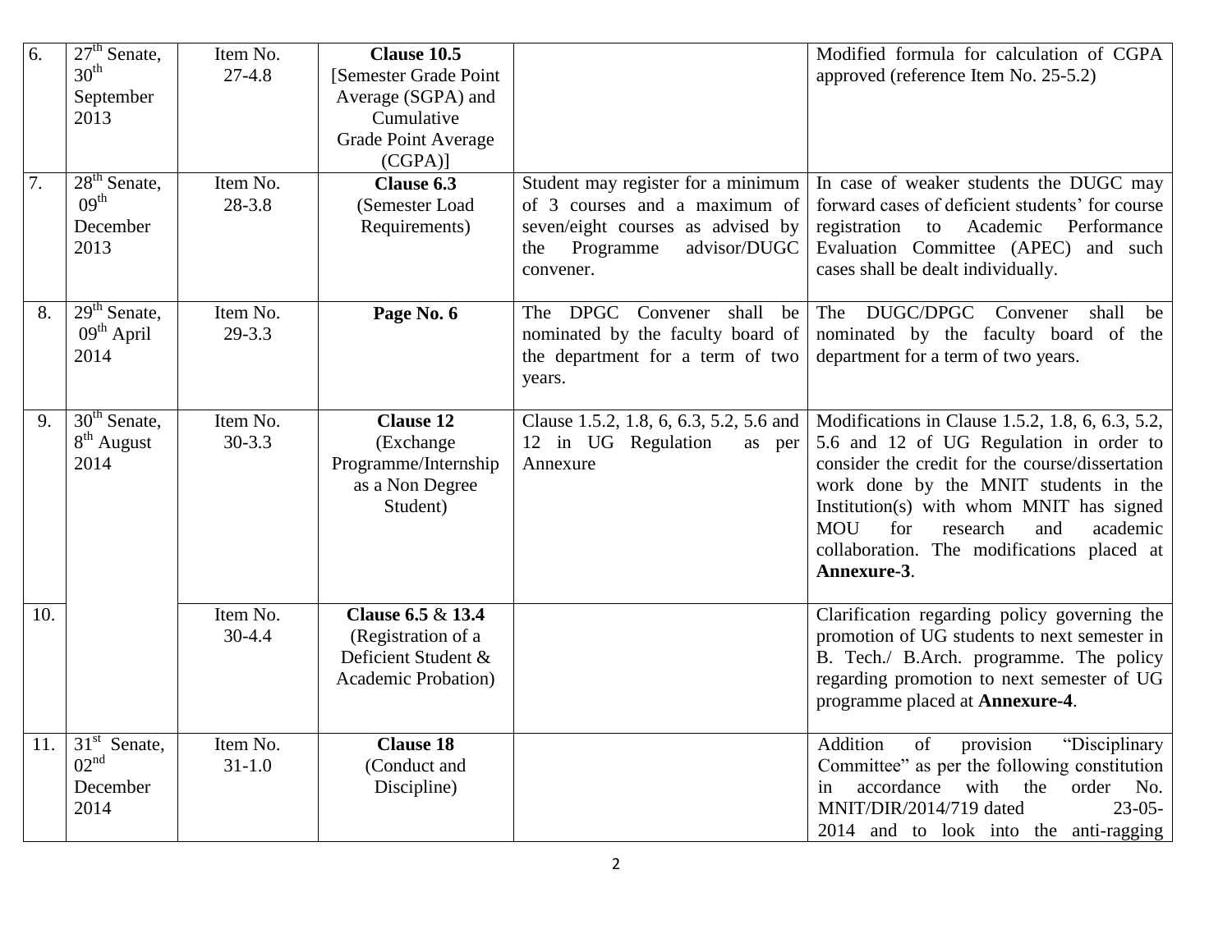| 6. | 27th Senate, 30th September 2013 | Item No. 27-4.8 | **Clause 10.5** [Semester Grade Point Average (SGPA) and Cumulative Grade Point Average (CGPA)] | | Modified formula for calculation of CGPA approved (reference Item No. 25-5.2) |
|---|---|---|---|---|---|
| 7. | 28th Senate, 09th December 2013 | Item No. 28-3.8 | **Clause 6.3** (Semester Load Requirements) | Student may register for a minimum of 3 courses and a maximum of seven/eight courses as advised by the Programme advisor/DUGC convener. | In case of weaker students the DUGC may forward cases of deficient students' for course registration to Academic Performance Evaluation Committee (APEC) and such cases shall be dealt individually. |
| 8. | 29th Senate, 09th April 2014 | Item No. 29-3.3 | **Page No. 6** | The DPGC Convener shall be nominated by the faculty board of the department for a term of two years. | The DUGC/DPGC Convener shall be nominated by the faculty board of the department for a term of two years. |
| 9. | 30th Senate, 8th August 2014 | Item No. 30-3.3 | **Clause 12** (Exchange Programme/Internship as a Non Degree Student) | Clause 1.5.2, 1.8, 6, 6.3, 5.2, 5.6 and 12 in UG Regulation as per Annexure | Modifications in Clause 1.5.2, 1.8, 6, 6.3, 5.2, 5.6 and 12 of UG Regulation in order to consider the credit for the course/dissertation work done by the MNIT students in the Institution(s) with whom MNIT has signed MOU for research and academic collaboration. The modifications placed at **Annexure-3**. |
| 10. | | Item No. 30-4.4 | **Clause 6.5** & **13.4** (Registration of a Deficient Student & Academic Probation) | | Clarification regarding policy governing the promotion of UG students to next semester in B. Tech./ B.Arch. programme. The policy regarding promotion to next semester of UG programme placed at **Annexure-4**. |
| 11. | 31st Senate, 02nd December 2014 | Item No. 31-1.0 | **Clause 18** (Conduct and Discipline) | | Addition of provision "Disciplinary Committee" as per the following constitution in accordance with the order No. MNIT/DIR/2014/719 dated 23-05-2014 and to look into the anti-ragging |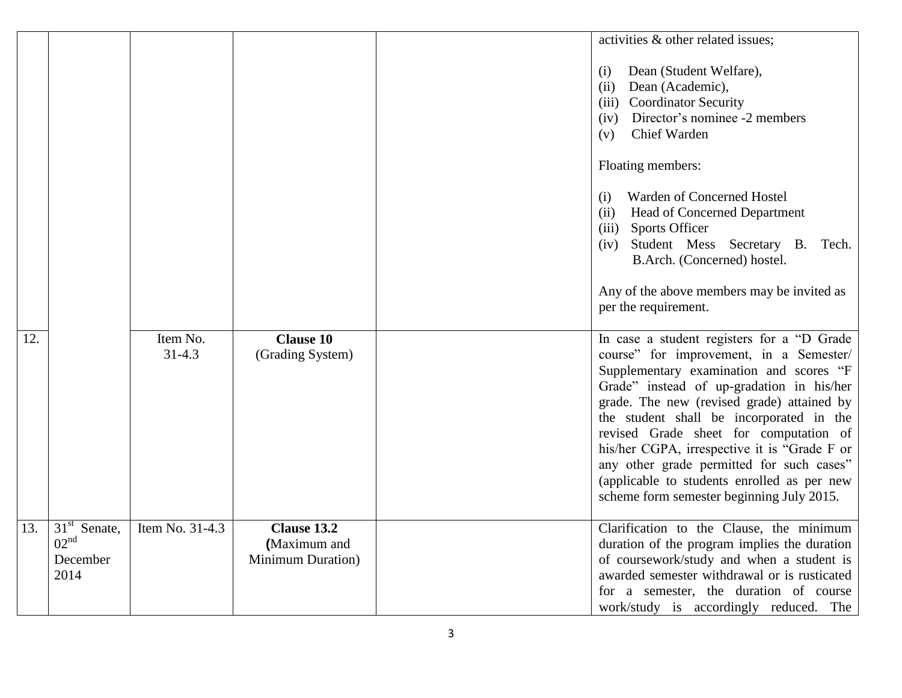| | | | | | |
|---|---|---|---|---|---|
| | | | | | activities & other related issues;<br><br>(i) Dean (Student Welfare),<br>(ii) Dean (Academic),<br>(iii) Coordinator Security<br>(iv) Director's nominee -2 members<br>(v) Chief Warden<br><br>Floating members:<br><br>(i) Warden of Concerned Hostel<br>(ii) Head of Concerned Department<br>(iii) Sports Officer<br>(iv) Student Mess Secretary B. Tech. B.Arch. (Concerned) hostel.<br><br>Any of the above members may be invited as per the requirement. |
| 12. | | Item No. 31-4.3 | **Clause 10** (Grading System) | | In case a student registers for a "D Grade course" for improvement, in a Semester/ Supplementary examination and scores "F Grade" instead of up-gradation in his/her grade. The new (revised grade) attained by the student shall be incorporated in the revised Grade sheet for computation of his/her CGPA, irrespective it is "Grade F or any other grade permitted for such cases" (applicable to students enrolled as per new scheme form semester beginning July 2015. |
| 13. | 31st Senate, 02nd December 2014 | Item No. 31-4.3 | **Clause 13.2** (Maximum and Minimum Duration) | | Clarification to the Clause, the minimum duration of the program implies the duration of coursework/study and when a student is awarded semester withdrawal or is rusticated for a semester, the duration of course work/study is accordingly reduced. The |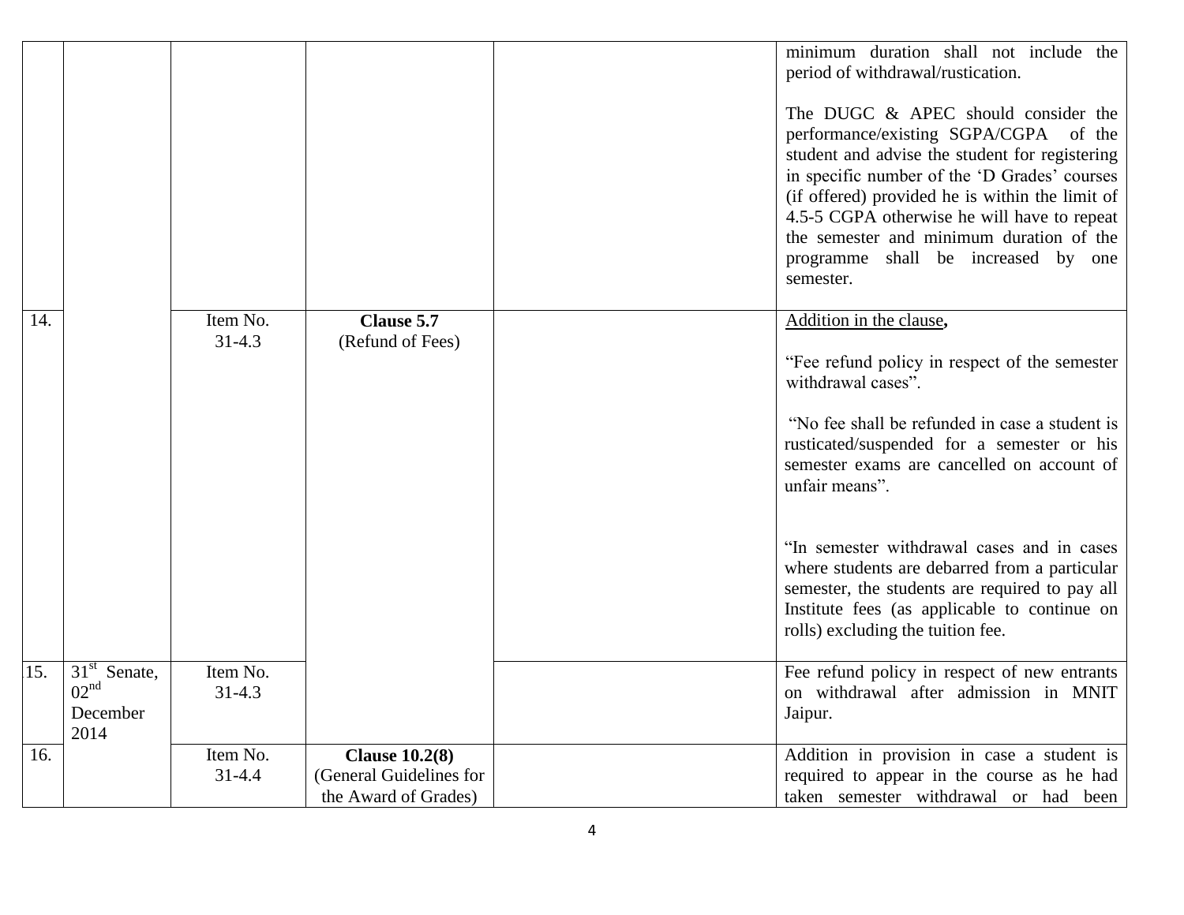| | | | | | |
|---|---|---|---|---|---|
| | | | | | minimum duration shall not include the period of withdrawal/rustication.<br><br>The DUGC & APEC should consider the performance/existing SGPA/CGPA of the student and advise the student for registering in specific number of the 'D Grades' courses (if offered) provided he is within the limit of 4.5-5 CGPA otherwise he will have to repeat the semester and minimum duration of the programme shall be increased by one semester. |
| 14. | | Item No. 31-4.3 | **Clause 5.7** (Refund of Fees) | | Addition in the clause,<br><br>"Fee refund policy in respect of the semester withdrawal cases".<br><br>"No fee shall be refunded in case a student is rusticated/suspended for a semester or his semester exams are cancelled on account of unfair means".<br><br>"In semester withdrawal cases and in cases where students are debarred from a particular semester, the students are required to pay all Institute fees (as applicable to continue on rolls) excluding the tuition fee. |
| 15. | 31st Senate, 02nd December 2014 | Item No. 31-4.3 | | | Fee refund policy in respect of new entrants on withdrawal after admission in MNIT Jaipur. |
| 16. | | Item No. 31-4.4 | **Clause 10.2(8)** (General Guidelines for the Award of Grades) | | Addition in provision in case a student is required to appear in the course as he had taken semester withdrawal or had been |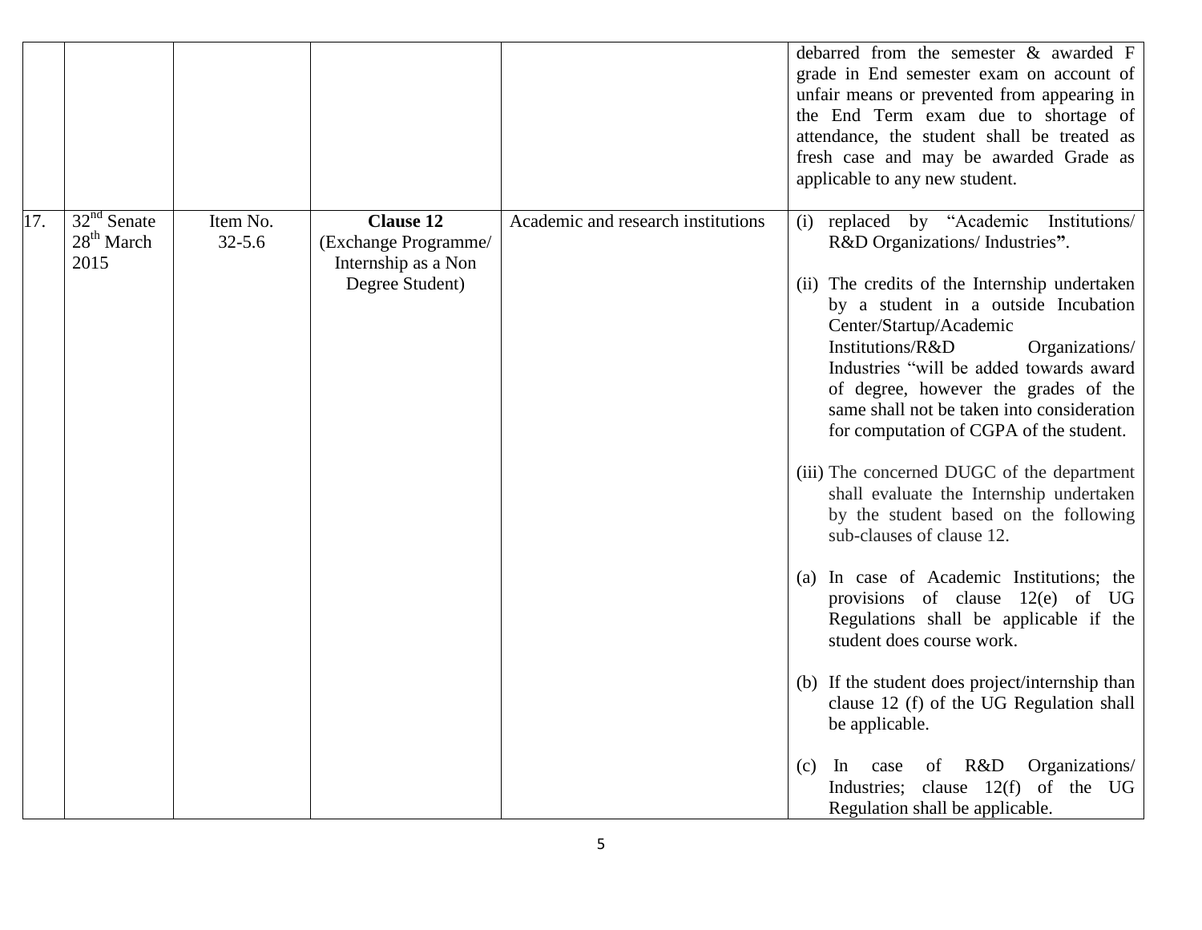| | | | | | debarred from the semester & awarded F grade in End semester exam on account of unfair means or prevented from appearing in the End Term exam due to shortage of attendance, the student shall be treated as fresh case and may be awarded Grade as applicable to any new student. |
|---|---|---|---|---|---|
| 17. | 32nd Senate 28th March 2015 | Item No. 32-5.6 | **Clause 12** (Exchange Programme/ Internship as a Non Degree Student) | Academic and research institutions | (i) replaced by "Academic Institutions/ R&D Organizations/ Industries**"**.<br><br>(ii) The credits of the Internship undertaken by a student in a outside Incubation Center/Startup/Academic Institutions/R&D Organizations/ Industries "will be added towards award of degree, however the grades of the same shall not be taken into consideration for computation of CGPA of the student.<br><br>(iii) The concerned DUGC of the department shall evaluate the Internship undertaken by the student based on the following sub-clauses of clause 12.<br><br>(a) In case of Academic Institutions; the provisions of clause 12(e) of UG Regulations shall be applicable if the student does course work.<br><br>(b) If the student does project/internship than clause 12 (f) of the UG Regulation shall be applicable.<br><br>(c) In case of R&D Organizations/ Industries; clause 12(f) of the UG Regulation shall be applicable. |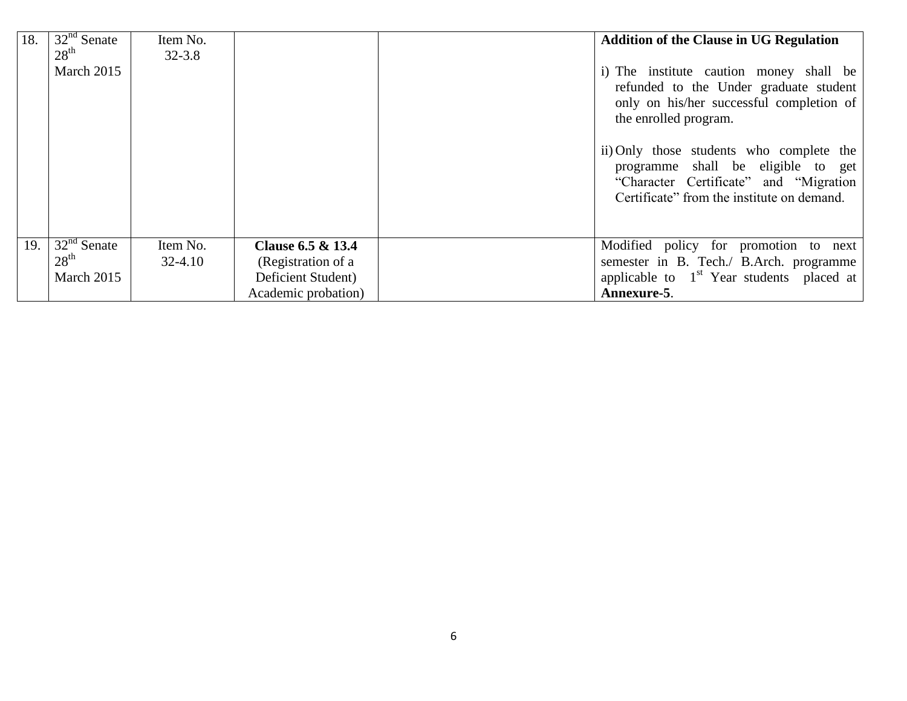| | | | | | |
|---|---|---|---|---|---|
| 18. | 32nd Senate 28th March 2015 | Item No. 32-3.8 | | | **Addition of the Clause in UG Regulation**<br><br>i) The institute caution money shall be refunded to the Under graduate student only on his/her successful completion of the enrolled program.<br><br>ii) Only those students who complete the programme shall be eligible to get "Character Certificate" and "Migration Certificate" from the institute on demand. |
| 19. | 32nd Senate 28th March 2015 | Item No. 32-4.10 | **Clause 6.5 & 13.4** (Registration of a Deficient Student) Academic probation) | | Modified policy for promotion to next semester in B. Tech./ B.Arch. programme applicable to 1st Year students placed at **Annexure-5**. |